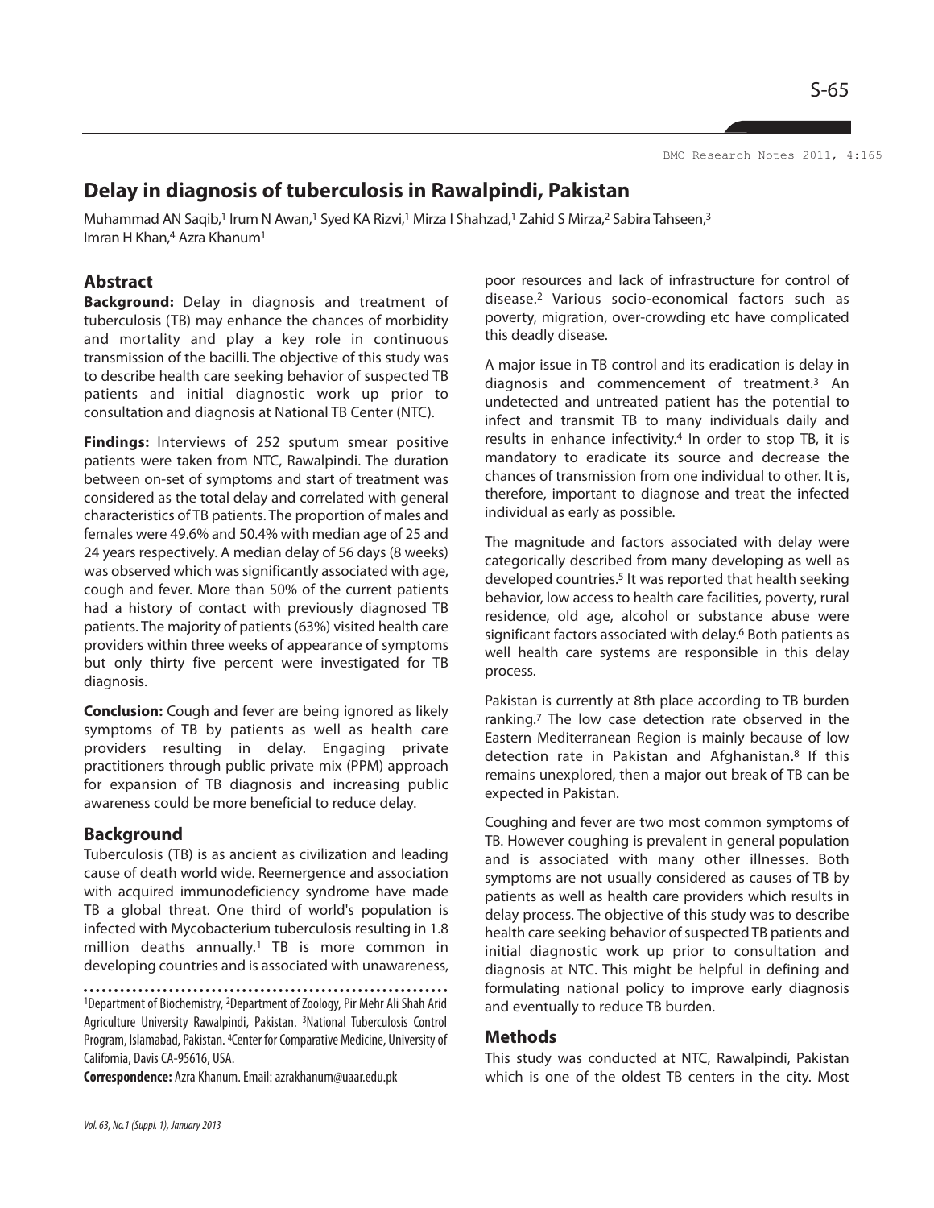# Delay in diagnosis of tuberculosis in Rawalpindi, Pakistan

Muhammad AN Saqib,[1] Irum N Awan,[1] Syed KA Rizvi,[1] Mirza I Shahzad,[1] Zahid S Mirza,[2] Sabira Tahseen,[3] Imran H Khan,[4] Azra Khanum[1]

## Abstract

**Background:** Delay in diagnosis and treatment of tuberculosis (TB) may enhance the chances of morbidity and mortality and play a key role in continuous transmission of the bacilli. The objective of this study was to describe health care seeking behavior of suspected TB patients and initial diagnostic work up prior to consultation and diagnosis at National TB Center (NTC).

**Findings:** Interviews of 252 sputum smear positive patients were taken from NTC, Rawalpindi. The duration between on-set of symptoms and start of treatment was considered as the total delay and correlated with general characteristics of TB patients. The proportion of males and females were 49.6% and 50.4% with median age of 25 and 24 years respectively. A median delay of 56 days (8 weeks) was observed which was significantly associated with age, cough and fever. More than 50% of the current patients had a history of contact with previously diagnosed TB patients. The majority of patients (63%) visited health care providers within three weeks of appearance of symptoms but only thirty five percent were investigated for TB diagnosis.

**Conclusion:** Cough and fever are being ignored as likely symptoms of TB by patients as well as health care providers resulting in delay. Engaging private practitioners through public private mix (PPM) approach for expansion of TB diagnosis and increasing public awareness could be more beneficial to reduce delay.

## Background

Tuberculosis (TB) is as ancient as civilization and leading cause of death world wide. Reemergence and association with acquired immunodeficiency syndrome have made TB a global threat. One third of world's population is infected with Mycobacterium tuberculosis resulting in 1.8 million deaths annually.[1] TB is more common in developing countries and is associated with unawareness, poor resources and lack of infrastructure for control of disease.[2] Various socio-economical factors such as poverty, migration, over-crowding etc have complicated this deadly disease.

A major issue in TB control and its eradication is delay in diagnosis and commencement of treatment.[3] An undetected and untreated patient has the potential to infect and transmit TB to many individuals daily and results in enhance infectivity.[4] In order to stop TB, it is mandatory to eradicate its source and decrease the chances of transmission from one individual to other. It is, therefore, important to diagnose and treat the infected individual as early as possible.

The magnitude and factors associated with delay were categorically described from many developing as well as developed countries.[5] It was reported that health seeking behavior, low access to health care facilities, poverty, rural residence, old age, alcohol or substance abuse were significant factors associated with delay.[6] Both patients as well health care systems are responsible in this delay process.

Pakistan is currently at 8th place according to TB burden ranking.[7] The low case detection rate observed in the Eastern Mediterranean Region is mainly because of low detection rate in Pakistan and Afghanistan.[8] If this remains unexplored, then a major out break of TB can be expected in Pakistan.

Coughing and fever are two most common symptoms of TB. However coughing is prevalent in general population and is associated with many other illnesses. Both symptoms are not usually considered as causes of TB by patients as well as health care providers which results in delay process. The objective of this study was to describe health care seeking behavior of suspected TB patients and initial diagnostic work up prior to consultation and diagnosis at NTC. This might be helpful in defining and formulating national policy to improve early diagnosis and eventually to reduce TB burden.

## Methods

This study was conducted at NTC, Rawalpindi, Pakistan which is one of the oldest TB centers in the city. Most

---

[1]Department of Biochemistry, [2]Department of Zoology, Pir Mehr Ali Shah Arid Agriculture University Rawalpindi, Pakistan. [3]National Tuberculosis Control Program, Islamabad, Pakistan. [4]Center for Comparative Medicine, University of California, Davis CA-95616, USA.

**Correspondence:** Azra Khanum. Email: azrakhanum@uaar.edu.pk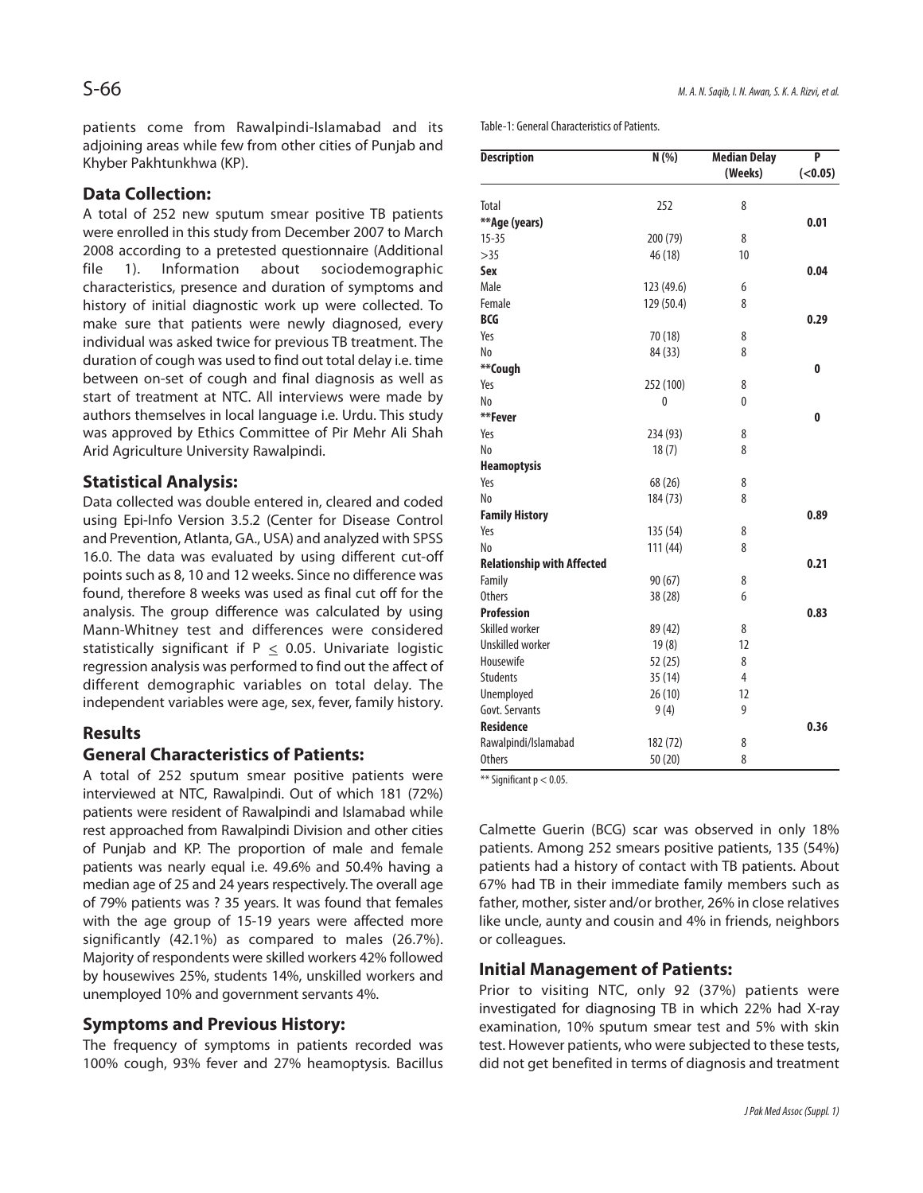patients come from Rawalpindi-Islamabad and its adjoining areas while few from other cities of Punjab and Khyber Pakhtunkhwa (KP).

## Data Collection:

A total of 252 new sputum smear positive TB patients were enrolled in this study from December 2007 to March 2008 according to a pretested questionnaire (Additional file 1). Information about sociodemographic characteristics, presence and duration of symptoms and history of initial diagnostic work up were collected. To make sure that patients were newly diagnosed, every individual was asked twice for previous TB treatment. The duration of cough was used to find out total delay i.e. time between on-set of cough and final diagnosis as well as start of treatment at NTC. All interviews were made by authors themselves in local language i.e. Urdu. This study was approved by Ethics Committee of Pir Mehr Ali Shah Arid Agriculture University Rawalpindi.

## Statistical Analysis:

Data collected was double entered in, cleared and coded using Epi-Info Version 3.5.2 (Center for Disease Control and Prevention, Atlanta, GA., USA) and analyzed with SPSS 16.0. The data was evaluated by using different cut-off points such as 8, 10 and 12 weeks. Since no difference was found, therefore 8 weeks was used as final cut off for the analysis. The group difference was calculated by using Mann-Whitney test and differences were considered statistically significant if $P \leq 0.05$. Univariate logistic regression analysis was performed to find out the affect of different demographic variables on total delay. The independent variables were age, sex, fever, family history.

## Results

## General Characteristics of Patients:

A total of 252 sputum smear positive patients were interviewed at NTC, Rawalpindi. Out of which 181 (72%) patients were resident of Rawalpindi and Islamabad while rest approached from Rawalpindi Division and other cities of Punjab and KP. The proportion of male and female patients was nearly equal i.e. 49.6% and 50.4% having a median age of 25 and 24 years respectively. The overall age of 79% patients was ? 35 years. It was found that females with the age group of 15-19 years were affected more significantly (42.1%) as compared to males (26.7%). Majority of respondents were skilled workers 42% followed by housewives 25%, students 14%, unskilled workers and unemployed 10% and government servants 4%.

## Symptoms and Previous History:

The frequency of symptoms in patients recorded was 100% cough, 93% fever and 27% heamoptysis. Bacillus Calmette Guerin (BCG) scar was observed in only 18% patients. Among 252 smears positive patients, 135 (54%) patients had a history of contact with TB patients. About 67% had TB in their immediate family members such as father, mother, sister and/or brother, 26% in close relatives like uncle, aunty and cousin and 4% in friends, neighbors or colleagues.

Table-1: General Characteristics of Patients.

| Description | N (%) | Median Delay (Weeks) | P (<0.05) |
|---|---|---|---|
| Total | 252 | 8 | |
| **Age (years) | | | 0.01 |
| 15-35 | 200 (79) | 8 | |
| >35 | 46 (18) | 10 | |
| Sex | | | 0.04 |
| Male | 123 (49.6) | 6 | |
| Female | 129 (50.4) | 8 | |
| BCG | | | 0.29 |
| Yes | 70 (18) | 8 | |
| No | 84 (33) | 8 | |
| **Cough | | | 0 |
| Yes | 252 (100) | 8 | |
| No | 0 | 0 | |
| **Fever | | | 0 |
| Yes | 234 (93) | 8 | |
| No | 18 (7) | 8 | |
| Heamoptysis | | | |
| Yes | 68 (26) | 8 | |
| No | 184 (73) | 8 | |
| Family History | | | 0.89 |
| Yes | 135 (54) | 8 | |
| No | 111 (44) | 8 | |
| Relationship with Affected | | | 0.21 |
| Family | 90 (67) | 8 | |
| Others | 38 (28) | 6 | |
| Profession | | | 0.83 |
| Skilled worker | 89 (42) | 8 | |
| Unskilled worker | 19 (8) | 12 | |
| Housewife | 52 (25) | 8 | |
| Students | 35 (14) | 4 | |
| Unemployed | 26 (10) | 12 | |
| Govt. Servants | 9 (4) | 9 | |
| Residence | | | 0.36 |
| Rawalpindi/Islamabad | 182 (72) | 8 | |
| Others | 50 (20) | 8 | |

** Significant $p < 0.05$.

## Initial Management of Patients:

Prior to visiting NTC, only 92 (37%) patients were investigated for diagnosing TB in which 22% had X-ray examination, 10% sputum smear test and 5% with skin test. However patients, who were subjected to these tests, did not get benefited in terms of diagnosis and treatment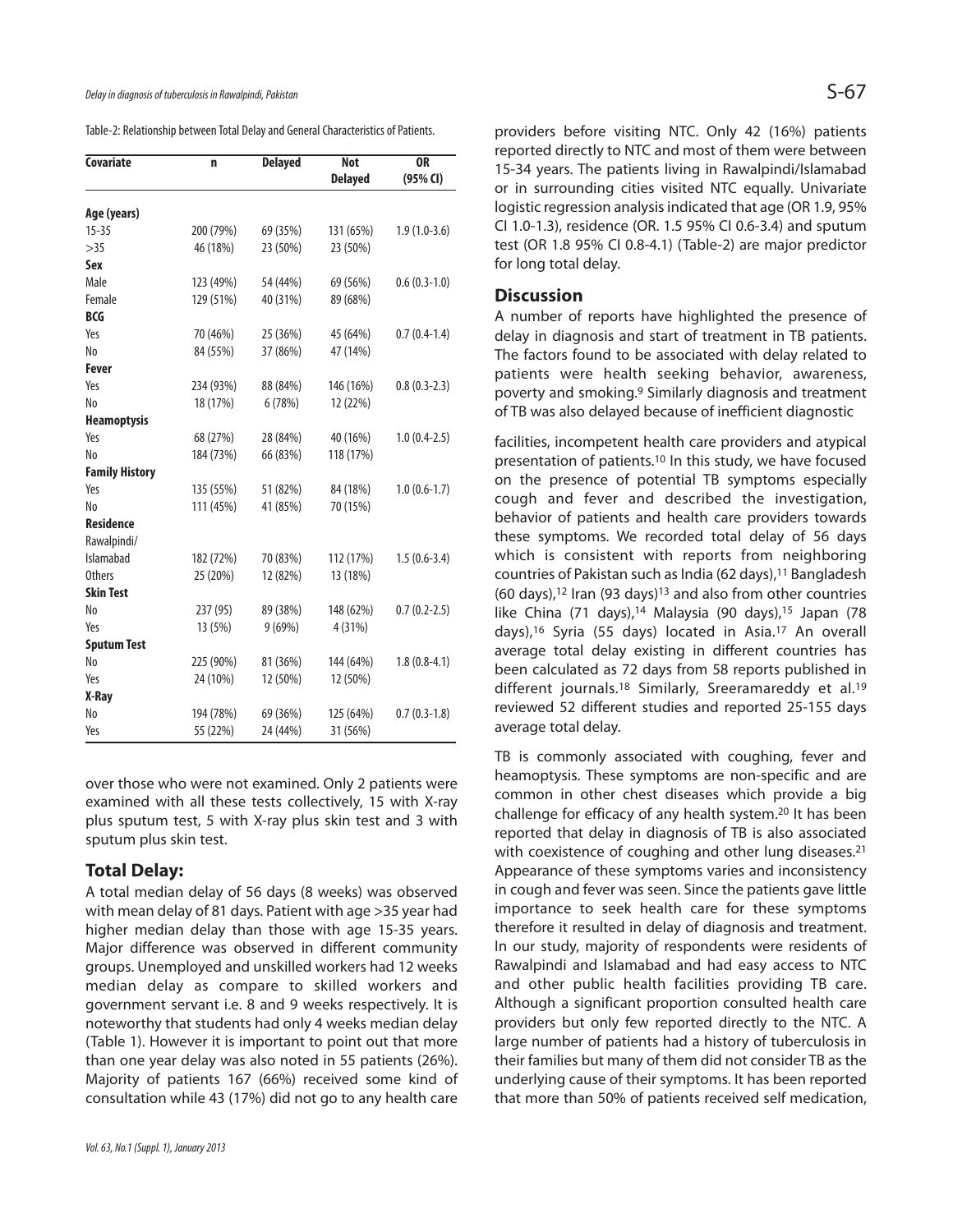Table-2: Relationship between Total Delay and General Characteristics of Patients.

| Covariate | n | Delayed | Not Delayed | OR (95% CI) |
|---|---|---|---|---|
| **Age (years)** | | | | |
| 15-35 | 200 (79%) | 69 (35%) | 131 (65%) | 1.9 (1.0-3.6) |
| >35 | 46 (18%) | 23 (50%) | 23 (50%) | |
| **Sex** | | | | |
| Male | 123 (49%) | 54 (44%) | 69 (56%) | 0.6 (0.3-1.0) |
| Female | 129 (51%) | 40 (31%) | 89 (68%) | |
| **BCG** | | | | |
| Yes | 70 (46%) | 25 (36%) | 45 (64%) | 0.7 (0.4-1.4) |
| No | 84 (55%) | 37 (86%) | 47 (14%) | |
| **Fever** | | | | |
| Yes | 234 (93%) | 88 (84%) | 146 (16%) | 0.8 (0.3-2.3) |
| No | 18 (17%) | 6 (78%) | 12 (22%) | |
| **Heamoptysis** | | | | |
| Yes | 68 (27%) | 28 (84%) | 40 (16%) | 1.0 (0.4-2.5) |
| No | 184 (73%) | 66 (83%) | 118 (17%) | |
| **Family History** | | | | |
| Yes | 135 (55%) | 51 (82%) | 84 (18%) | 1.0 (0.6-1.7) |
| No | 111 (45%) | 41 (85%) | 70 (15%) | |
| **Residence** | | | | |
| Rawalpindi/ Islamabad | 182 (72%) | 70 (83%) | 112 (17%) | 1.5 (0.6-3.4) |
| Others | 25 (20%) | 12 (82%) | 13 (18%) | |
| **Skin Test** | | | | |
| No | 237 (95) | 89 (38%) | 148 (62%) | 0.7 (0.2-2.5) |
| Yes | 13 (5%) | 9 (69%) | 4 (31%) | |
| **Sputum Test** | | | | |
| No | 225 (90%) | 81 (36%) | 144 (64%) | 1.8 (0.8-4.1) |
| Yes | 24 (10%) | 12 (50%) | 12 (50%) | |
| **X-Ray** | | | | |
| No | 194 (78%) | 69 (36%) | 125 (64%) | 0.7 (0.3-1.8) |
| Yes | 55 (22%) | 24 (44%) | 31 (56%) | |

over those who were not examined. Only 2 patients were examined with all these tests collectively, 15 with X-ray plus sputum test, 5 with X-ray plus skin test and 3 with sputum plus skin test.

## Total Delay:

A total median delay of 56 days (8 weeks) was observed with mean delay of 81 days. Patient with age >35 year had higher median delay than those with age 15-35 years. Major difference was observed in different community groups. Unemployed and unskilled workers had 12 weeks median delay as compare to skilled workers and government servant i.e. 8 and 9 weeks respectively. It is noteworthy that students had only 4 weeks median delay (Table 1). However it is important to point out that more than one year delay was also noted in 55 patients (26%). Majority of patients 167 (66%) received some kind of consultation while 43 (17%) did not go to any health care providers before visiting NTC. Only 42 (16%) patients reported directly to NTC and most of them were between 15-34 years. The patients living in Rawalpindi/Islamabad or in surrounding cities visited NTC equally. Univariate logistic regression analysis indicated that age (OR 1.9, 95% CI 1.0-1.3), residence (OR. 1.5 95% CI 0.6-3.4) and sputum test (OR 1.8 95% CI 0.8-4.1) (Table-2) are major predictor for long total delay.

## Discussion

A number of reports have highlighted the presence of delay in diagnosis and start of treatment in TB patients. The factors found to be associated with delay related to patients were health seeking behavior, awareness, poverty and smoking.[9] Similarly diagnosis and treatment of TB was also delayed because of inefficient diagnostic facilities, incompetent health care providers and atypical presentation of patients.[10] In this study, we have focused on the presence of potential TB symptoms especially cough and fever and described the investigation, behavior of patients and health care providers towards these symptoms. We recorded total delay of 56 days which is consistent with reports from neighboring countries of Pakistan such as India (62 days),[11] Bangladesh (60 days),[12] Iran (93 days)[13] and also from other countries like China (71 days),[14] Malaysia (90 days),[15] Japan (78 days),[16] Syria (55 days) located in Asia.[17] An overall average total delay existing in different countries has been calculated as 72 days from 58 reports published in different journals.[18] Similarly, Sreeramareddy et al.[19] reviewed 52 different studies and reported 25-155 days average total delay.

TB is commonly associated with coughing, fever and heamoptysis. These symptoms are non-specific and are common in other chest diseases which provide a big challenge for efficacy of any health system.[20] It has been reported that delay in diagnosis of TB is also associated with coexistence of coughing and other lung diseases.[21] Appearance of these symptoms varies and inconsistency in cough and fever was seen. Since the patients gave little importance to seek health care for these symptoms therefore it resulted in delay of diagnosis and treatment. In our study, majority of respondents were residents of Rawalpindi and Islamabad and had easy access to NTC and other public health facilities providing TB care. Although a significant proportion consulted health care providers but only few reported directly to the NTC. A large number of patients had a history of tuberculosis in their families but many of them did not consider TB as the underlying cause of their symptoms. It has been reported that more than 50% of patients received self medication,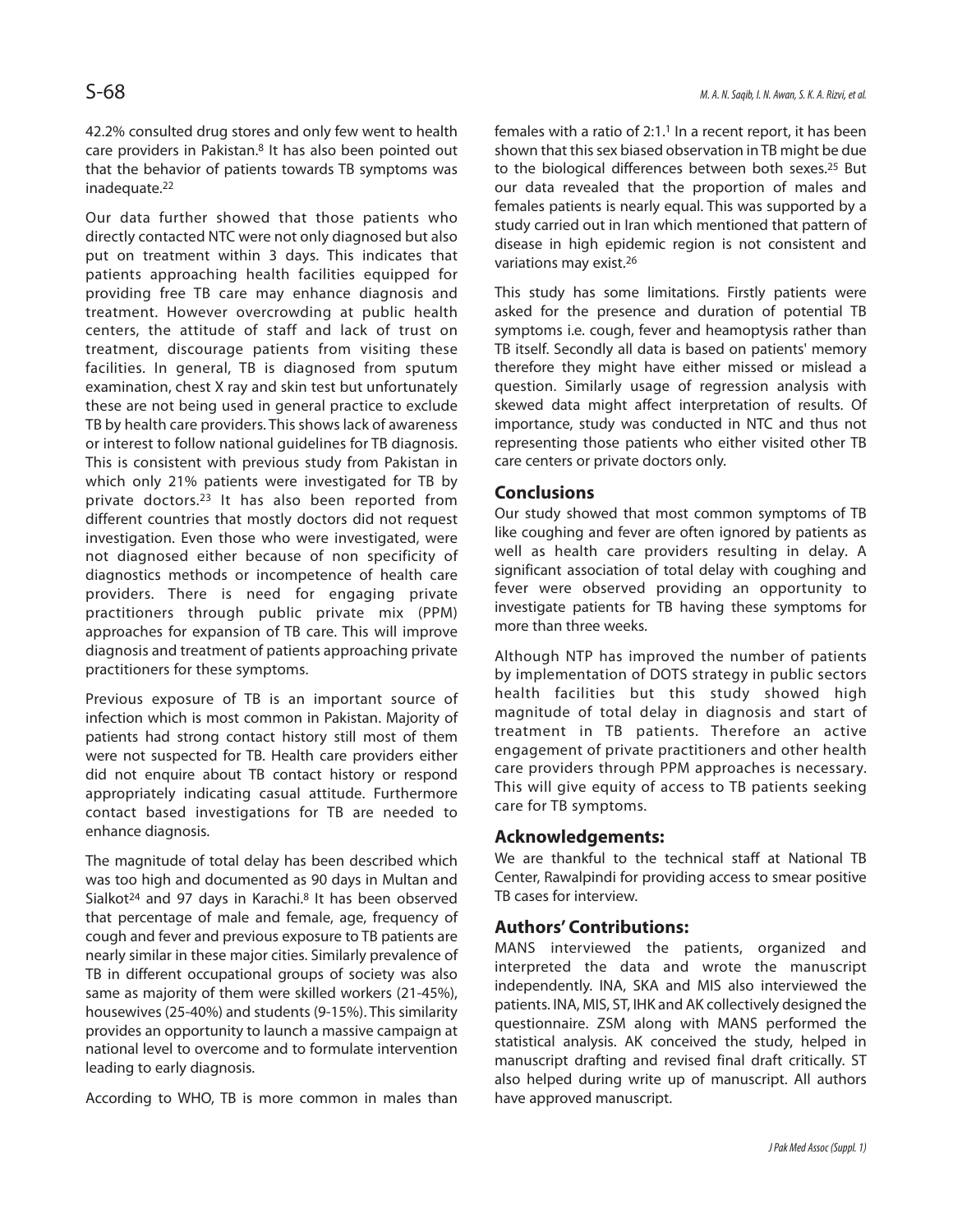42.2% consulted drug stores and only few went to health care providers in Pakistan.[8] It has also been pointed out that the behavior of patients towards TB symptoms was inadequate.[22]

Our data further showed that those patients who directly contacted NTC were not only diagnosed but also put on treatment within 3 days. This indicates that patients approaching health facilities equipped for providing free TB care may enhance diagnosis and treatment. However overcrowding at public health centers, the attitude of staff and lack of trust on treatment, discourage patients from visiting these facilities. In general, TB is diagnosed from sputum examination, chest X ray and skin test but unfortunately these are not being used in general practice to exclude TB by health care providers. This shows lack of awareness or interest to follow national guidelines for TB diagnosis. This is consistent with previous study from Pakistan in which only 21% patients were investigated for TB by private doctors.[23] It has also been reported from different countries that mostly doctors did not request investigation. Even those who were investigated, were not diagnosed either because of non specificity of diagnostics methods or incompetence of health care providers. There is need for engaging private practitioners through public private mix (PPM) approaches for expansion of TB care. This will improve diagnosis and treatment of patients approaching private practitioners for these symptoms.

Previous exposure of TB is an important source of infection which is most common in Pakistan. Majority of patients had strong contact history still most of them were not suspected for TB. Health care providers either did not enquire about TB contact history or respond appropriately indicating casual attitude. Furthermore contact based investigations for TB are needed to enhance diagnosis.

The magnitude of total delay has been described which was too high and documented as 90 days in Multan and Sialkot[24] and 97 days in Karachi.[8] It has been observed that percentage of male and female, age, frequency of cough and fever and previous exposure to TB patients are nearly similar in these major cities. Similarly prevalence of TB in different occupational groups of society was also same as majority of them were skilled workers (21-45%), housewives (25-40%) and students (9-15%). This similarity provides an opportunity to launch a massive campaign at national level to overcome and to formulate intervention leading to early diagnosis.

According to WHO, TB is more common in males than females with a ratio of 2:1.[1] In a recent report, it has been shown that this sex biased observation in TB might be due to the biological differences between both sexes.[25] But our data revealed that the proportion of males and females patients is nearly equal. This was supported by a study carried out in Iran which mentioned that pattern of disease in high epidemic region is not consistent and variations may exist.[26]

This study has some limitations. Firstly patients were asked for the presence and duration of potential TB symptoms i.e. cough, fever and heamoptysis rather than TB itself. Secondly all data is based on patients' memory therefore they might have either missed or mislead a question. Similarly usage of regression analysis with skewed data might affect interpretation of results. Of importance, study was conducted in NTC and thus not representing those patients who either visited other TB care centers or private doctors only.

## Conclusions

Our study showed that most common symptoms of TB like coughing and fever are often ignored by patients as well as health care providers resulting in delay. A significant association of total delay with coughing and fever were observed providing an opportunity to investigate patients for TB having these symptoms for more than three weeks.

Although NTP has improved the number of patients by implementation of DOTS strategy in public sectors health facilities but this study showed high magnitude of total delay in diagnosis and start of treatment in TB patients. Therefore an active engagement of private practitioners and other health care providers through PPM approaches is necessary. This will give equity of access to TB patients seeking care for TB symptoms.

## Acknowledgements:

We are thankful to the technical staff at National TB Center, Rawalpindi for providing access to smear positive TB cases for interview.

## Authors' Contributions:

MANS interviewed the patients, organized and interpreted the data and wrote the manuscript independently. INA, SKA and MIS also interviewed the patients. INA, MIS, ST, IHK and AK collectively designed the questionnaire. ZSM along with MANS performed the statistical analysis. AK conceived the study, helped in manuscript drafting and revised final draft critically. ST also helped during write up of manuscript. All authors have approved manuscript.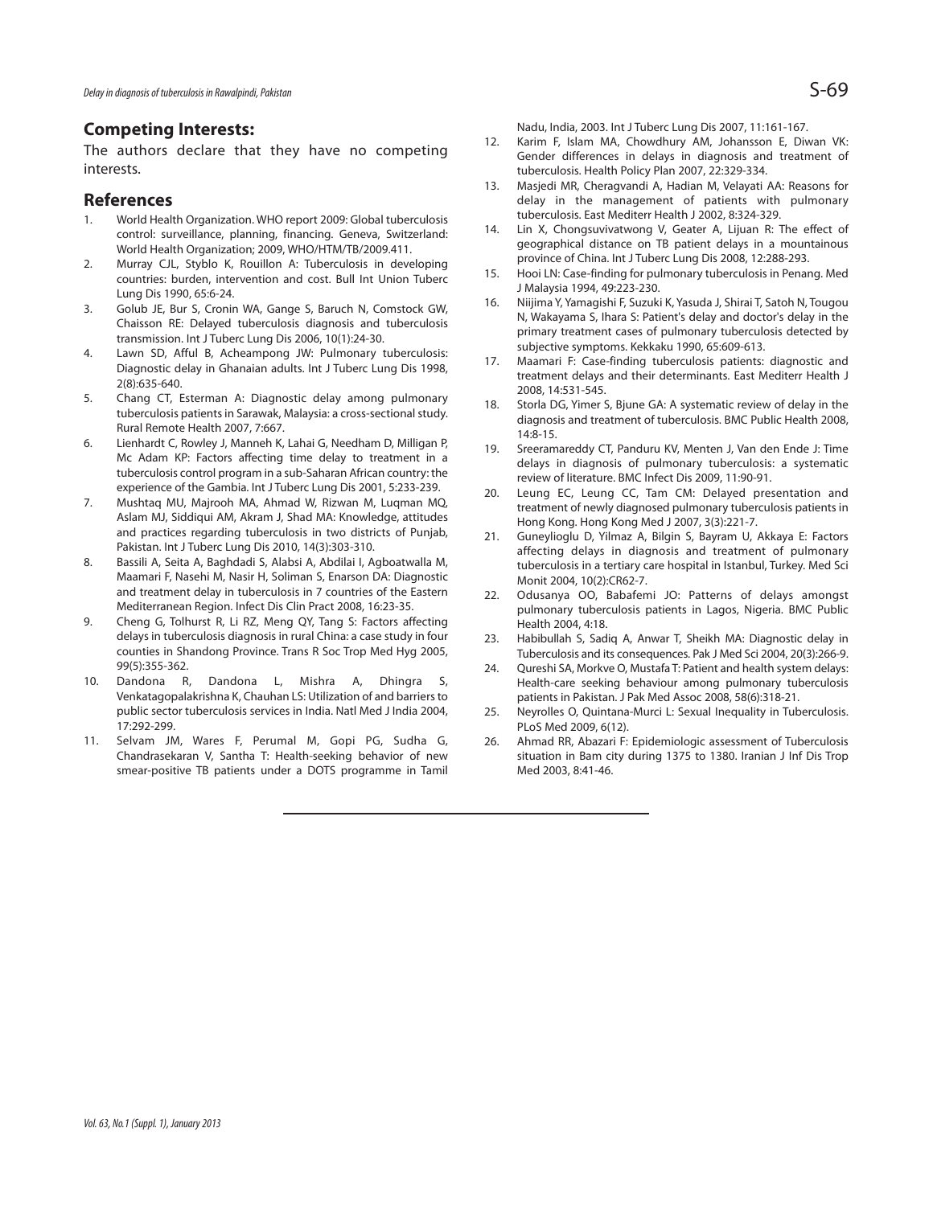## Competing Interests:

The authors declare that they have no competing interests.

## References

1. World Health Organization. WHO report 2009: Global tuberculosis control: surveillance, planning, financing. Geneva, Switzerland: World Health Organization; 2009, WHO/HTM/TB/2009.411.
2. Murray CJL, Styblo K, Rouillon A: Tuberculosis in developing countries: burden, intervention and cost. Bull Int Union Tuberc Lung Dis 1990, 65:6-24.
3. Golub JE, Bur S, Cronin WA, Gange S, Baruch N, Comstock GW, Chaisson RE: Delayed tuberculosis diagnosis and tuberculosis transmission. Int J Tuberc Lung Dis 2006, 10(1):24-30.
4. Lawn SD, Afful B, Acheampong JW: Pulmonary tuberculosis: Diagnostic delay in Ghanaian adults. Int J Tuberc Lung Dis 1998, 2(8):635-640.
5. Chang CT, Esterman A: Diagnostic delay among pulmonary tuberculosis patients in Sarawak, Malaysia: a cross-sectional study. Rural Remote Health 2007, 7:667.
6. Lienhardt C, Rowley J, Manneh K, Lahai G, Needham D, Milligan P, Mc Adam KP: Factors affecting time delay to treatment in a tuberculosis control program in a sub-Saharan African country: the experience of the Gambia. Int J Tuberc Lung Dis 2001, 5:233-239.
7. Mushtaq MU, Majrooh MA, Ahmad W, Rizwan M, Luqman MQ, Aslam MJ, Siddiqui AM, Akram J, Shad MA: Knowledge, attitudes and practices regarding tuberculosis in two districts of Punjab, Pakistan. Int J Tuberc Lung Dis 2010, 14(3):303-310.
8. Bassili A, Seita A, Baghdadi S, Alabsi A, Abdilai I, Agboatwalla M, Maamari F, Nasehi M, Nasir H, Soliman S, Enarson DA: Diagnostic and treatment delay in tuberculosis in 7 countries of the Eastern Mediterranean Region. Infect Dis Clin Pract 2008, 16:23-35.
9. Cheng G, Tolhurst R, Li RZ, Meng QY, Tang S: Factors affecting delays in tuberculosis diagnosis in rural China: a case study in four counties in Shandong Province. Trans R Soc Trop Med Hyg 2005, 99(5):355-362.
10. Dandona R, Dandona L, Mishra A, Dhingra S, Venkatagopalakrishna K, Chauhan LS: Utilization of and barriers to public sector tuberculosis services in India. Natl Med J India 2004, 17:292-299.
11. Selvam JM, Wares F, Perumal M, Gopi PG, Sudha G, Chandrasekaran V, Santha T: Health-seeking behavior of new smear-positive TB patients under a DOTS programme in Tamil Nadu, India, 2003. Int J Tuberc Lung Dis 2007, 11:161-167.
12. Karim F, Islam MA, Chowdhury AM, Johansson E, Diwan VK: Gender differences in delays in diagnosis and treatment of tuberculosis. Health Policy Plan 2007, 22:329-334.
13. Masjedi MR, Cheragvandi A, Hadian M, Velayati AA: Reasons for delay in the management of patients with pulmonary tuberculosis. East Mediterr Health J 2002, 8:324-329.
14. Lin X, Chongsuvivatwong V, Geater A, Lijuan R: The effect of geographical distance on TB patient delays in a mountainous province of China. Int J Tuberc Lung Dis 2008, 12:288-293.
15. Hooi LN: Case-finding for pulmonary tuberculosis in Penang. Med J Malaysia 1994, 49:223-230.
16. Niijima Y, Yamagishi F, Suzuki K, Yasuda J, Shirai T, Satoh N, Tougou N, Wakayama S, Ihara S: Patient's delay and doctor's delay in the primary treatment cases of pulmonary tuberculosis detected by subjective symptoms. Kekkaku 1990, 65:609-613.
17. Maamari F: Case-finding tuberculosis patients: diagnostic and treatment delays and their determinants. East Mediterr Health J 2008, 14:531-545.
18. Storla DG, Yimer S, Bjune GA: A systematic review of delay in the diagnosis and treatment of tuberculosis. BMC Public Health 2008, 14:8-15.
19. Sreeramareddy CT, Panduru KV, Menten J, Van den Ende J: Time delays in diagnosis of pulmonary tuberculosis: a systematic review of literature. BMC Infect Dis 2009, 11:90-91.
20. Leung EC, Leung CC, Tam CM: Delayed presentation and treatment of newly diagnosed pulmonary tuberculosis patients in Hong Kong. Hong Kong Med J 2007, 3(3):221-7.
21. Guneylioglu D, Yilmaz A, Bilgin S, Bayram U, Akkaya E: Factors affecting delays in diagnosis and treatment of pulmonary tuberculosis in a tertiary care hospital in Istanbul, Turkey. Med Sci Monit 2004, 10(2):CR62-7.
22. Odusanya OO, Babafemi JO: Patterns of delays amongst pulmonary tuberculosis patients in Lagos, Nigeria. BMC Public Health 2004, 4:18.
23. Habibullah S, Sadiq A, Anwar T, Sheikh MA: Diagnostic delay in Tuberculosis and its consequences. Pak J Med Sci 2004, 20(3):266-9.
24. Qureshi SA, Morkve O, Mustafa T: Patient and health system delays: Health-care seeking behaviour among pulmonary tuberculosis patients in Pakistan. J Pak Med Assoc 2008, 58(6):318-21.
25. Neyrolles O, Quintana-Murci L: Sexual Inequality in Tuberculosis. PLoS Med 2009, 6(12).
26. Ahmad RR, Abazari F: Epidemiologic assessment of Tuberculosis situation in Bam city during 1375 to 1380. Iranian J Inf Dis Trop Med 2003, 8:41-46.